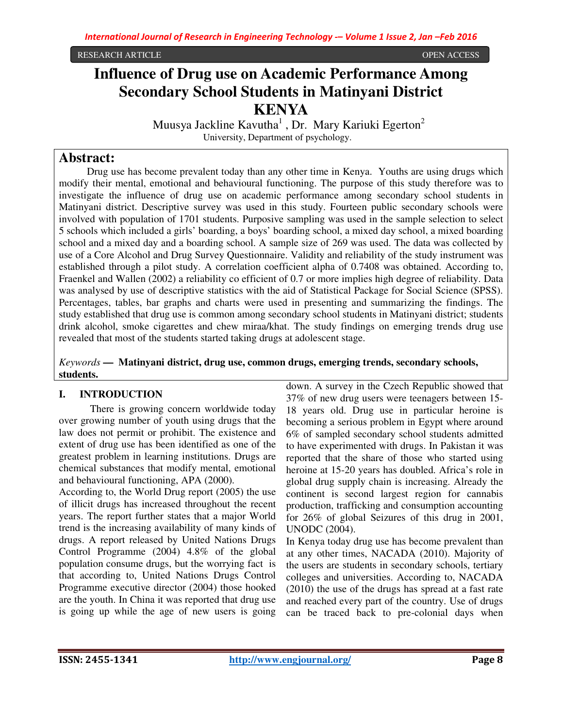RESEARCH ARTICLE OPEN ACCESS

# Influence of Drug use on Academic Performance Among Secondary School Students in Matinyani District KENYA

Muusya Jackline Kavutha[1] , Dr. Mary Kariuki Egerton[2]

University, Department of psychology.

## Abstract:

Drug use has become prevalent today than any other time in Kenya. Youths are using drugs which modify their mental, emotional and behavioural functioning. The purpose of this study therefore was to investigate the influence of drug use on academic performance among secondary school students in Matinyani district. Descriptive survey was used in this study. Fourteen public secondary schools were involved with population of 1701 students. Purposive sampling was used in the sample selection to select 5 schools which included a girls' boarding, a boys' boarding school, a mixed day school, a mixed boarding school and a mixed day and a boarding school. A sample size of 269 was used. The data was collected by use of a Core Alcohol and Drug Survey Questionnaire. Validity and reliability of the study instrument was established through a pilot study. A correlation coefficient alpha of 0.7408 was obtained. According to, Fraenkel and Wallen (2002) a reliability co efficient of 0.7 or more implies high degree of reliability. Data was analysed by use of descriptive statistics with the aid of Statistical Package for Social Science (SPSS). Percentages, tables, bar graphs and charts were used in presenting and summarizing the findings. The study established that drug use is common among secondary school students in Matinyani district; students drink alcohol, smoke cigarettes and chew miraa/khat. The study findings on emerging trends drug use revealed that most of the students started taking drugs at adolescent stage.

*Keywords* — **Matinyani district, drug use, common drugs, emerging trends, secondary schools, students.**

## I. INTRODUCTION

There is growing concern worldwide today over growing number of youth using drugs that the law does not permit or prohibit. The existence and extent of drug use has been identified as one of the greatest problem in learning institutions. Drugs are chemical substances that modify mental, emotional and behavioural functioning, APA (2000).

According to, the World Drug report (2005) the use of illicit drugs has increased throughout the recent years. The report further states that a major World trend is the increasing availability of many kinds of drugs. A report released by United Nations Drugs Control Programme (2004) 4.8% of the global population consume drugs, but the worrying fact is that according to, United Nations Drugs Control Programme executive director (2004) those hooked are the youth. In China it was reported that drug use is going up while the age of new users is going down. A survey in the Czech Republic showed that 37% of new drug users were teenagers between 15-18 years old. Drug use in particular heroine is becoming a serious problem in Egypt where around 6% of sampled secondary school students admitted to have experimented with drugs. In Pakistan it was reported that the share of those who started using heroine at 15-20 years has doubled. Africa's role in global drug supply chain is increasing. Already the continent is second largest region for cannabis production, trafficking and consumption accounting for 26% of global Seizures of this drug in 2001, UNODC (2004).

In Kenya today drug use has become prevalent than at any other times, NACADA (2010). Majority of the users are students in secondary schools, tertiary colleges and universities. According to, NACADA (2010) the use of the drugs has spread at a fast rate and reached every part of the country. Use of drugs can be traced back to pre-colonial days when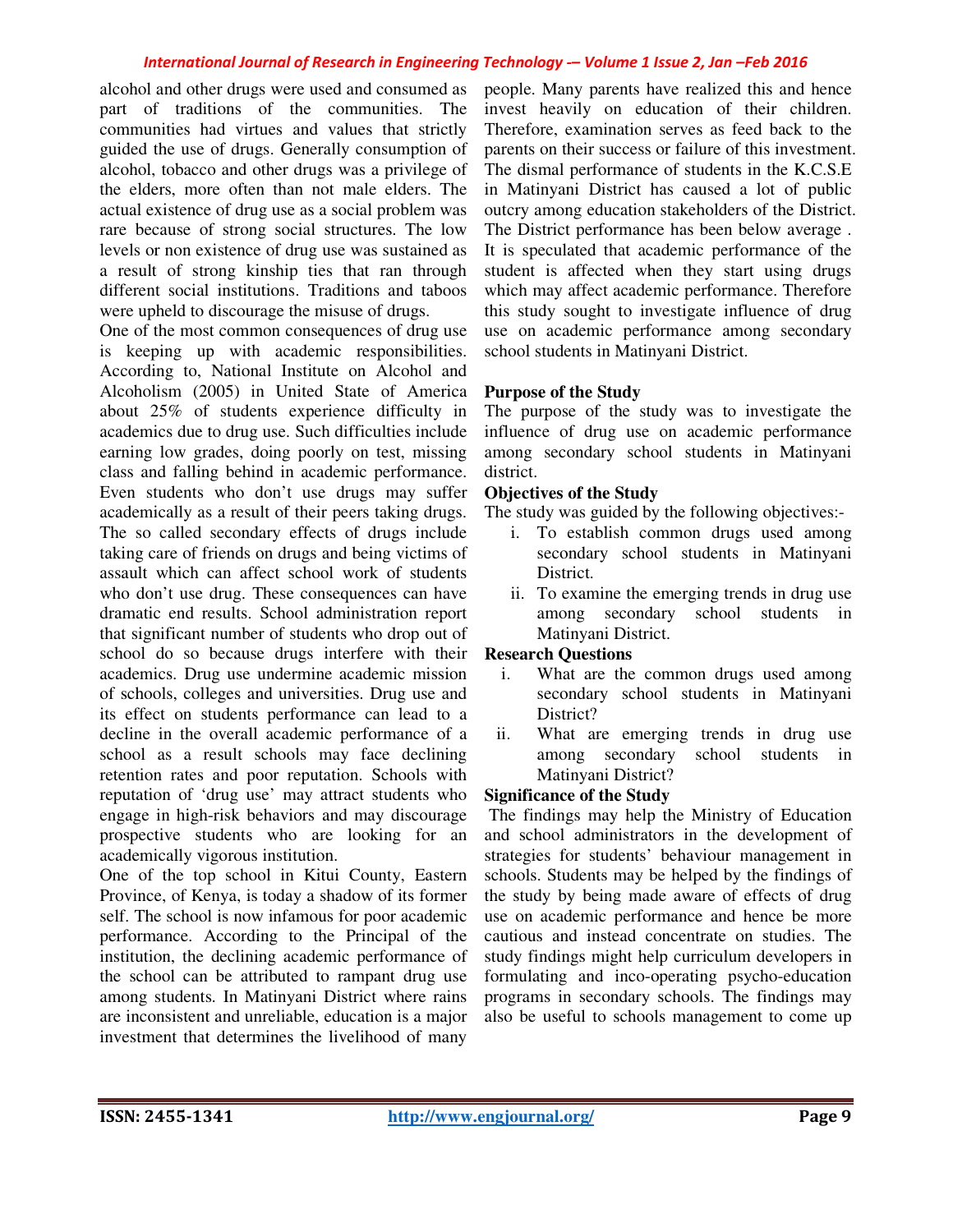alcohol and other drugs were used and consumed as part of traditions of the communities. The communities had virtues and values that strictly guided the use of drugs. Generally consumption of alcohol, tobacco and other drugs was a privilege of the elders, more often than not male elders. The actual existence of drug use as a social problem was rare because of strong social structures. The low levels or non existence of drug use was sustained as a result of strong kinship ties that ran through different social institutions. Traditions and taboos were upheld to discourage the misuse of drugs.

One of the most common consequences of drug use is keeping up with academic responsibilities. According to, National Institute on Alcohol and Alcoholism (2005) in United State of America about 25% of students experience difficulty in academics due to drug use. Such difficulties include earning low grades, doing poorly on test, missing class and falling behind in academic performance. Even students who don't use drugs may suffer academically as a result of their peers taking drugs. The so called secondary effects of drugs include taking care of friends on drugs and being victims of assault which can affect school work of students who don't use drug. These consequences can have dramatic end results. School administration report that significant number of students who drop out of school do so because drugs interfere with their academics. Drug use undermine academic mission of schools, colleges and universities. Drug use and its effect on students performance can lead to a decline in the overall academic performance of a school as a result schools may face declining retention rates and poor reputation. Schools with reputation of 'drug use' may attract students who engage in high-risk behaviors and may discourage prospective students who are looking for an academically vigorous institution.

One of the top school in Kitui County, Eastern Province, of Kenya, is today a shadow of its former self. The school is now infamous for poor academic performance. According to the Principal of the institution, the declining academic performance of the school can be attributed to rampant drug use among students. In Matinyani District where rains are inconsistent and unreliable, education is a major investment that determines the livelihood of many people. Many parents have realized this and hence invest heavily on education of their children. Therefore, examination serves as feed back to the parents on their success or failure of this investment. The dismal performance of students in the K.C.S.E in Matinyani District has caused a lot of public outcry among education stakeholders of the District. The District performance has been below average . It is speculated that academic performance of the student is affected when they start using drugs which may affect academic performance. Therefore this study sought to investigate influence of drug use on academic performance among secondary school students in Matinyani District.

**Purpose of the Study**

The purpose of the study was to investigate the influence of drug use on academic performance among secondary school students in Matinyani district.

**Objectives of the Study**

The study was guided by the following objectives:-

i. To establish common drugs used among secondary school students in Matinyani District.
ii. To examine the emerging trends in drug use among secondary school students in Matinyani District.

**Research Questions**

i. What are the common drugs used among secondary school students in Matinyani District?
ii. What are emerging trends in drug use among secondary school students in Matinyani District?

**Significance of the Study**

The findings may help the Ministry of Education and school administrators in the development of strategies for students' behaviour management in schools. Students may be helped by the findings of the study by being made aware of effects of drug use on academic performance and hence be more cautious and instead concentrate on studies. The study findings might help curriculum developers in formulating and inco-operating psycho-education programs in secondary schools. The findings may also be useful to schools management to come up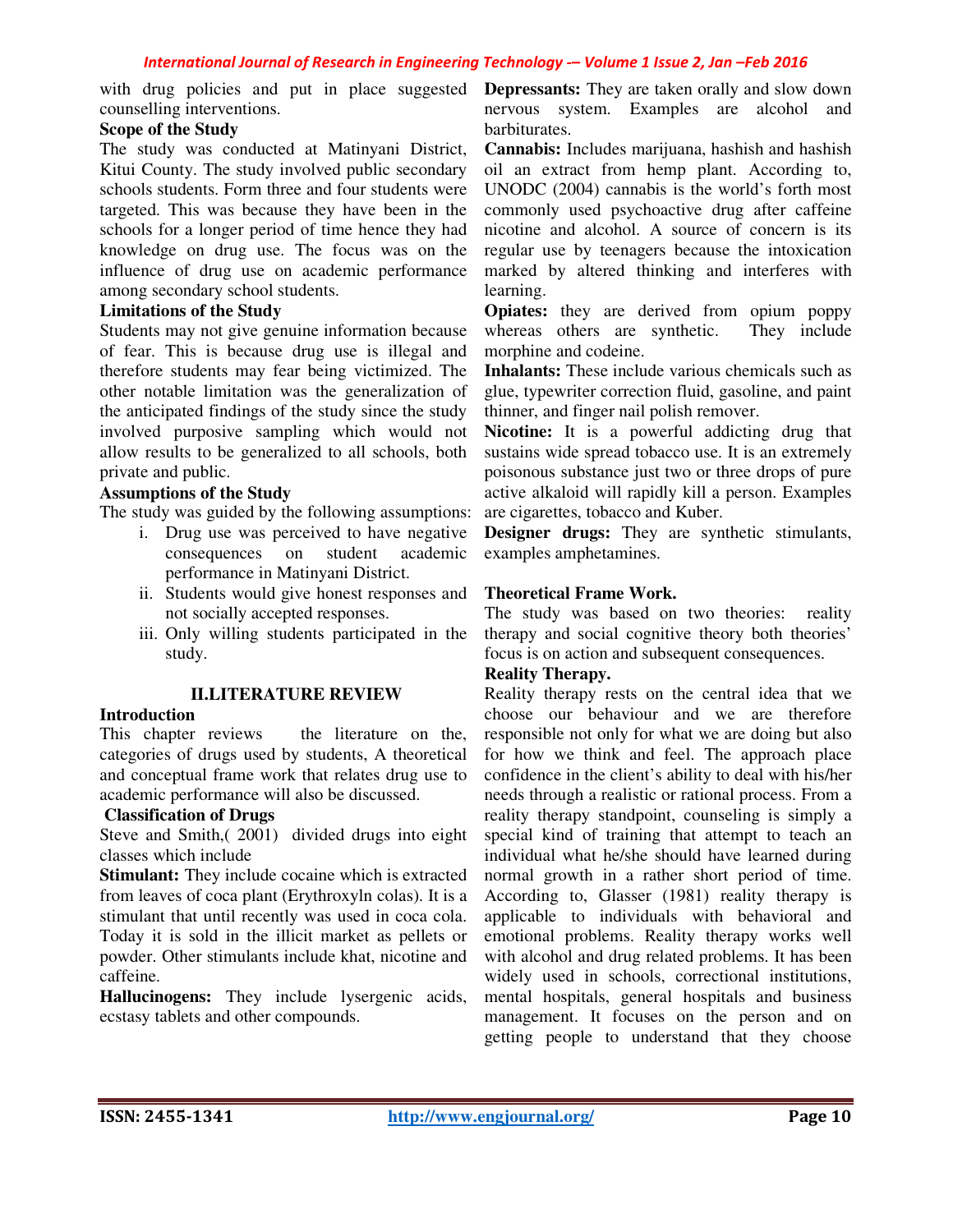with drug policies and put in place suggested counselling interventions.

### Scope of the Study

The study was conducted at Matinyani District, Kitui County. The study involved public secondary schools students. Form three and four students were targeted. This was because they have been in the schools for a longer period of time hence they had knowledge on drug use. The focus was on the influence of drug use on academic performance among secondary school students.

### Limitations of the Study

Students may not give genuine information because of fear. This is because drug use is illegal and therefore students may fear being victimized. The other notable limitation was the generalization of the anticipated findings of the study since the study involved purposive sampling which would not allow results to be generalized to all schools, both private and public.

### Assumptions of the Study

The study was guided by the following assumptions:

i. Drug use was perceived to have negative consequences on student academic performance in Matinyani District.
ii. Students would give honest responses and not socially accepted responses.
iii. Only willing students participated in the study.

## II.LITERATURE REVIEW

### Introduction

This chapter reviews the literature on the, categories of drugs used by students, A theoretical and conceptual frame work that relates drug use to academic performance will also be discussed.

### Classification of Drugs

Steve and Smith,( 2001) divided drugs into eight classes which include

**Stimulant:** They include cocaine which is extracted from leaves of coca plant (Erythroxyln colas). It is a stimulant that until recently was used in coca cola. Today it is sold in the illicit market as pellets or powder. Other stimulants include khat, nicotine and caffeine.

**Hallucinogens:** They include lysergenic acids, ecstasy tablets and other compounds.

**Depressants:** They are taken orally and slow down nervous system. Examples are alcohol and barbiturates.

**Cannabis:** Includes marijuana, hashish and hashish oil an extract from hemp plant. According to, UNODC (2004) cannabis is the world's forth most commonly used psychoactive drug after caffeine nicotine and alcohol. A source of concern is its regular use by teenagers because the intoxication marked by altered thinking and interferes with learning.

**Opiates:** they are derived from opium poppy whereas others are synthetic. They include morphine and codeine.

**Inhalants:** These include various chemicals such as glue, typewriter correction fluid, gasoline, and paint thinner, and finger nail polish remover.

**Nicotine:** It is a powerful addicting drug that sustains wide spread tobacco use. It is an extremely poisonous substance just two or three drops of pure active alkaloid will rapidly kill a person. Examples are cigarettes, tobacco and Kuber.

**Designer drugs:** They are synthetic stimulants, examples amphetamines.

### Theoretical Frame Work.

The study was based on two theories: reality therapy and social cognitive theory both theories' focus is on action and subsequent consequences.

### Reality Therapy.

Reality therapy rests on the central idea that we choose our behaviour and we are therefore responsible not only for what we are doing but also for how we think and feel. The approach place confidence in the client's ability to deal with his/her needs through a realistic or rational process. From a reality therapy standpoint, counseling is simply a special kind of training that attempt to teach an individual what he/she should have learned during normal growth in a rather short period of time. According to, Glasser (1981) reality therapy is applicable to individuals with behavioral and emotional problems. Reality therapy works well with alcohol and drug related problems. It has been widely used in schools, correctional institutions, mental hospitals, general hospitals and business management. It focuses on the person and on getting people to understand that they choose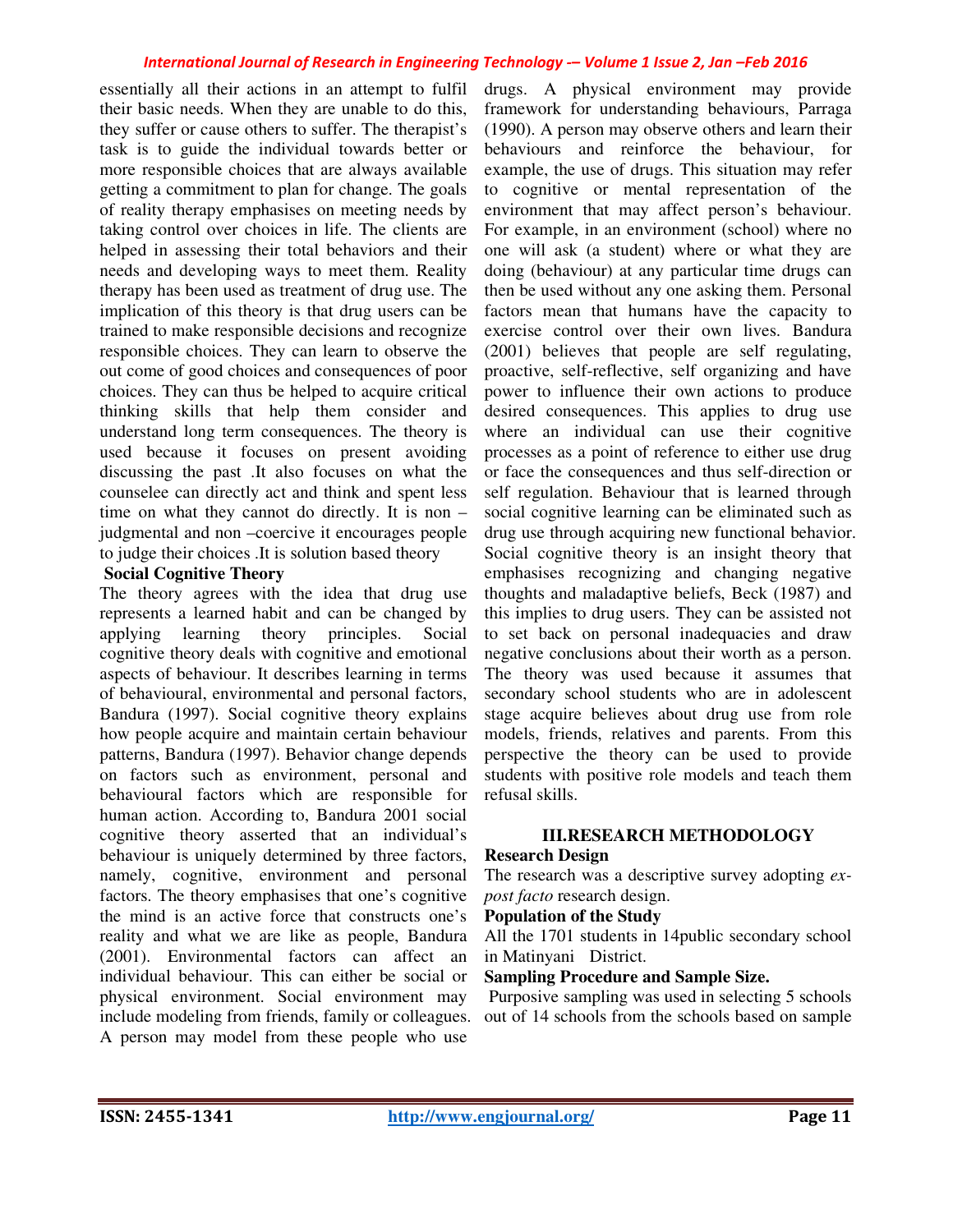essentially all their actions in an attempt to fulfil their basic needs. When they are unable to do this, they suffer or cause others to suffer. The therapist's task is to guide the individual towards better or more responsible choices that are always available getting a commitment to plan for change. The goals of reality therapy emphasises on meeting needs by taking control over choices in life. The clients are helped in assessing their total behaviors and their needs and developing ways to meet them. Reality therapy has been used as treatment of drug use. The implication of this theory is that drug users can be trained to make responsible decisions and recognize responsible choices. They can learn to observe the out come of good choices and consequences of poor choices. They can thus be helped to acquire critical thinking skills that help them consider and understand long term consequences. The theory is used because it focuses on present avoiding discussing the past .It also focuses on what the counselee can directly act and think and spent less time on what they cannot do directly. It is non –judgmental and non –coercive it encourages people to judge their choices .It is solution based theory

**Social Cognitive Theory**

The theory agrees with the idea that drug use represents a learned habit and can be changed by applying learning theory principles. Social cognitive theory deals with cognitive and emotional aspects of behaviour. It describes learning in terms of behavioural, environmental and personal factors, Bandura (1997). Social cognitive theory explains how people acquire and maintain certain behaviour patterns, Bandura (1997). Behavior change depends on factors such as environment, personal and behavioural factors which are responsible for human action. According to, Bandura 2001 social cognitive theory asserted that an individual's behaviour is uniquely determined by three factors, namely, cognitive, environment and personal factors. The theory emphasises that one's cognitive the mind is an active force that constructs one's reality and what we are like as people, Bandura (2001). Environmental factors can affect an individual behaviour. This can either be social or physical environment. Social environment may include modeling from friends, family or colleagues. A person may model from these people who use drugs. A physical environment may provide framework for understanding behaviours, Parraga (1990). A person may observe others and learn their behaviours and reinforce the behaviour, for example, the use of drugs. This situation may refer to cognitive or mental representation of the environment that may affect person's behaviour. For example, in an environment (school) where no one will ask (a student) where or what they are doing (behaviour) at any particular time drugs can then be used without any one asking them. Personal factors mean that humans have the capacity to exercise control over their own lives. Bandura (2001) believes that people are self regulating, proactive, self-reflective, self organizing and have power to influence their own actions to produce desired consequences. This applies to drug use where an individual can use their cognitive processes as a point of reference to either use drug or face the consequences and thus self-direction or self regulation. Behaviour that is learned through social cognitive learning can be eliminated such as drug use through acquiring new functional behavior. Social cognitive theory is an insight theory that emphasises recognizing and changing negative thoughts and maladaptive beliefs, Beck (1987) and this implies to drug users. They can be assisted not to set back on personal inadequacies and draw negative conclusions about their worth as a person. The theory was used because it assumes that secondary school students who are in adolescent stage acquire believes about drug use from role models, friends, relatives and parents. From this perspective the theory can be used to provide students with positive role models and teach them refusal skills.

## III.RESEARCH METHODOLOGY

**Research Design**

The research was a descriptive survey adopting *ex-post facto* research design.

**Population of the Study**

All the 1701 students in 14public secondary school in Matinyani District.

**Sampling Procedure and Sample Size.**

Purposive sampling was used in selecting 5 schools out of 14 schools from the schools based on sample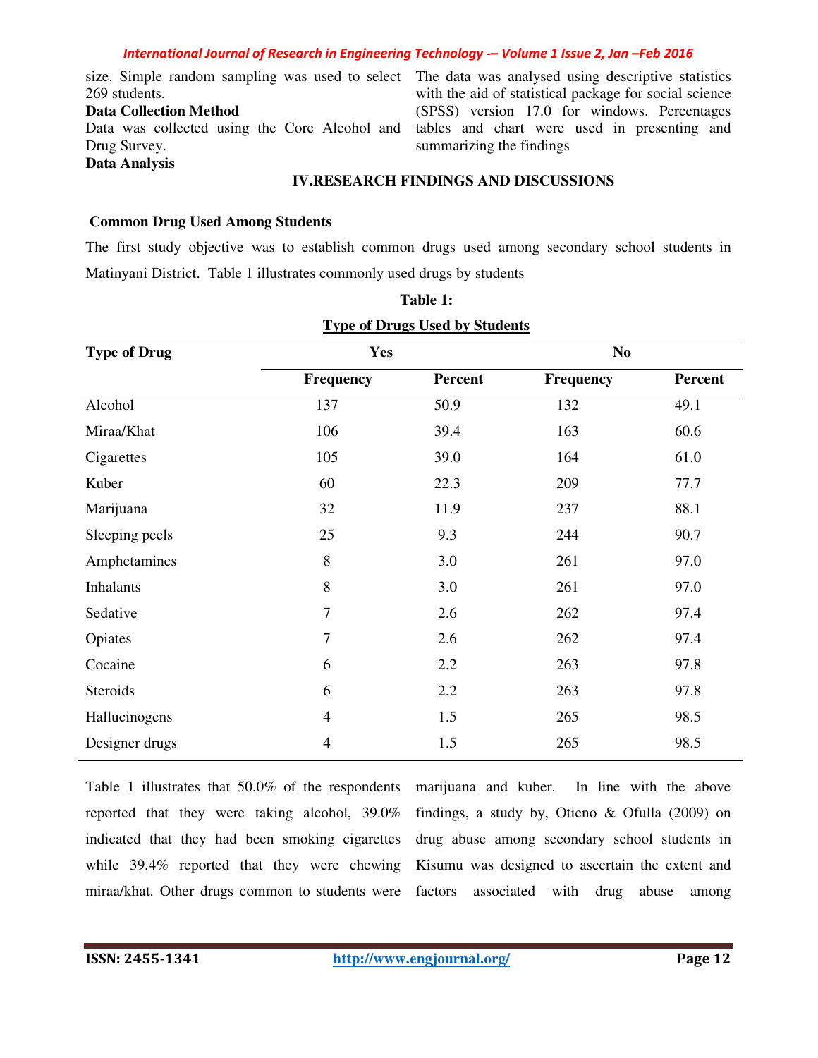size. Simple random sampling was used to select 269 students.

**Data Collection Method**

Data was collected using the Core Alcohol and Drug Survey.

**Data Analysis**

The data was analysed using descriptive statistics with the aid of statistical package for social science (SPSS) version 17.0 for windows. Percentages tables and chart were used in presenting and summarizing the findings

## IV.RESEARCH FINDINGS AND DISCUSSIONS

### Common Drug Used Among Students

The first study objective was to establish common drugs used among secondary school students in Matinyani District. Table 1 illustrates commonly used drugs by students

**Table 1:**

**Type of Drugs Used by Students**

| Type of Drug | Yes | | No | |
|---|---|---|---|---|
| | Frequency | Percent | Frequency | Percent |
| Alcohol | 137 | 50.9 | 132 | 49.1 |
| Miraa/Khat | 106 | 39.4 | 163 | 60.6 |
| Cigarettes | 105 | 39.0 | 164 | 61.0 |
| Kuber | 60 | 22.3 | 209 | 77.7 |
| Marijuana | 32 | 11.9 | 237 | 88.1 |
| Sleeping peels | 25 | 9.3 | 244 | 90.7 |
| Amphetamines | 8 | 3.0 | 261 | 97.0 |
| Inhalants | 8 | 3.0 | 261 | 97.0 |
| Sedative | 7 | 2.6 | 262 | 97.4 |
| Opiates | 7 | 2.6 | 262 | 97.4 |
| Cocaine | 6 | 2.2 | 263 | 97.8 |
| Steroids | 6 | 2.2 | 263 | 97.8 |
| Hallucinogens | 4 | 1.5 | 265 | 98.5 |
| Designer drugs | 4 | 1.5 | 265 | 98.5 |

Table 1 illustrates that 50.0% of the respondents reported that they were taking alcohol, 39.0% indicated that they had been smoking cigarettes while 39.4% reported that they were chewing miraa/khat. Other drugs common to students were marijuana and kuber. In line with the above findings, a study by, Otieno & Ofulla (2009) on drug abuse among secondary school students in Kisumu was designed to ascertain the extent and factors associated with drug abuse among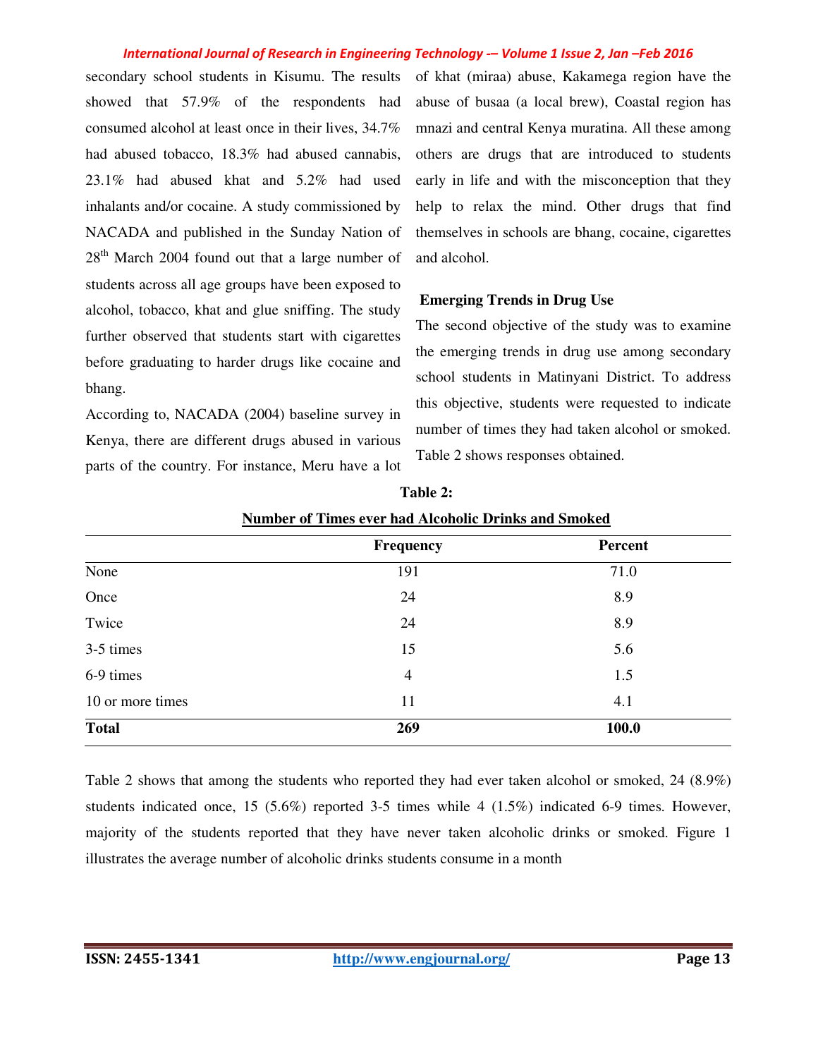secondary school students in Kisumu. The results showed that 57.9% of the respondents had consumed alcohol at least once in their lives, 34.7% had abused tobacco, 18.3% had abused cannabis, 23.1% had abused khat and 5.2% had used inhalants and/or cocaine. A study commissioned by NACADA and published in the Sunday Nation of 28th March 2004 found out that a large number of students across all age groups have been exposed to alcohol, tobacco, khat and glue sniffing. The study further observed that students start with cigarettes before graduating to harder drugs like cocaine and bhang.

According to, NACADA (2004) baseline survey in Kenya, there are different drugs abused in various parts of the country. For instance, Meru have a lot of khat (miraa) abuse, Kakamega region have the abuse of busaa (a local brew), Coastal region has mnazi and central Kenya muratina. All these among others are drugs that are introduced to students early in life and with the misconception that they help to relax the mind. Other drugs that find themselves in schools are bhang, cocaine, cigarettes and alcohol.

**Emerging Trends in Drug Use**

The second objective of the study was to examine the emerging trends in drug use among secondary school students in Matinyani District. To address this objective, students were requested to indicate number of times they had taken alcohol or smoked. Table 2 shows responses obtained.

**Table 2:**

**Number of Times ever had Alcoholic Drinks and Smoked**

| | Frequency | Percent |
|---|---|---|
| None | 191 | 71.0 |
| Once | 24 | 8.9 |
| Twice | 24 | 8.9 |
| 3-5 times | 15 | 5.6 |
| 6-9 times | 4 | 1.5 |
| 10 or more times | 11 | 4.1 |
| **Total** | **269** | **100.0** |

Table 2 shows that among the students who reported they had ever taken alcohol or smoked, 24 (8.9%) students indicated once, 15 (5.6%) reported 3-5 times while 4 (1.5%) indicated 6-9 times. However, majority of the students reported that they have never taken alcoholic drinks or smoked. Figure 1 illustrates the average number of alcoholic drinks students consume in a month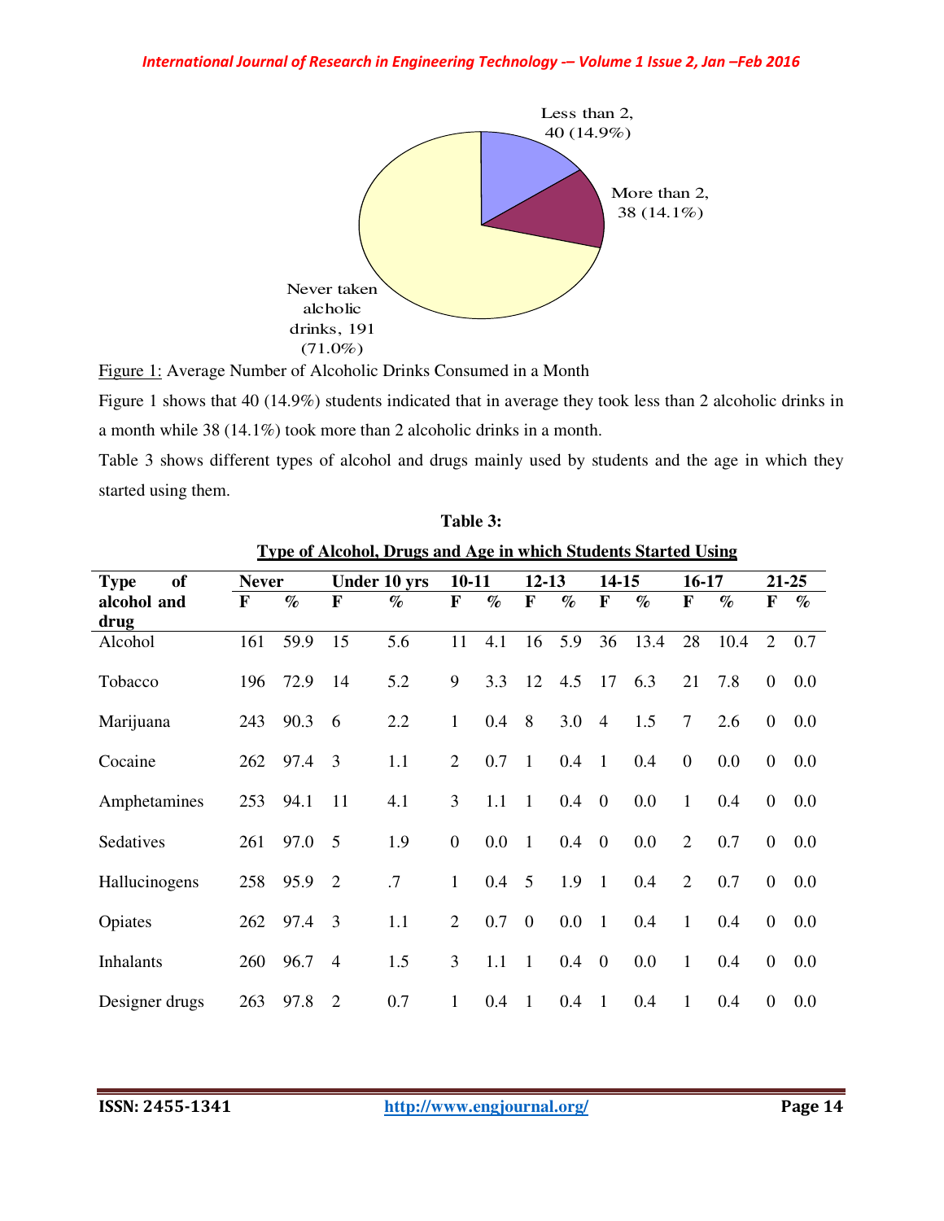Figure 1: Average Number of Alcoholic Drinks Consumed in a Month

Figure 1 shows that 40 (14.9%) students indicated that in average they took less than 2 alcoholic drinks in a month while 38 (14.1%) took more than 2 alcoholic drinks in a month.

Table 3 shows different types of alcohol and drugs mainly used by students and the age in which they started using them.

**Table 3:**

**Type of Alcohol, Drugs and Age in which Students Started Using**

| Type of alcohol and drug | Never | | Under 10 yrs | | 10-11 | | 12-13 | | 14-15 | | 16-17 | | 21-25 | |
|---|---|---|---|---|---|---|---|---|---|---|---|---|---|---|
| | F | % | F | % | F | % | F | % | F | % | F | % | F | % |
| Alcohol | 161 | 59.9 | 15 | 5.6 | 11 | 4.1 | 16 | 5.9 | 36 | 13.4 | 28 | 10.4 | 2 | 0.7 |
| Tobacco | 196 | 72.9 | 14 | 5.2 | 9 | 3.3 | 12 | 4.5 | 17 | 6.3 | 21 | 7.8 | 0 | 0.0 |
| Marijuana | 243 | 90.3 | 6 | 2.2 | 1 | 0.4 | 8 | 3.0 | 4 | 1.5 | 7 | 2.6 | 0 | 0.0 |
| Cocaine | 262 | 97.4 | 3 | 1.1 | 2 | 0.7 | 1 | 0.4 | 1 | 0.4 | 0 | 0.0 | 0 | 0.0 |
| Amphetamines | 253 | 94.1 | 11 | 4.1 | 3 | 1.1 | 1 | 0.4 | 0 | 0.0 | 1 | 0.4 | 0 | 0.0 |
| Sedatives | 261 | 97.0 | 5 | 1.9 | 0 | 0.0 | 1 | 0.4 | 0 | 0.0 | 2 | 0.7 | 0 | 0.0 |
| Hallucinogens | 258 | 95.9 | 2 | .7 | 1 | 0.4 | 5 | 1.9 | 1 | 0.4 | 2 | 0.7 | 0 | 0.0 |
| Opiates | 262 | 97.4 | 3 | 1.1 | 2 | 0.7 | 0 | 0.0 | 1 | 0.4 | 1 | 0.4 | 0 | 0.0 |
| Inhalants | 260 | 96.7 | 4 | 1.5 | 3 | 1.1 | 1 | 0.4 | 0 | 0.0 | 1 | 0.4 | 0 | 0.0 |
| Designer drugs | 263 | 97.8 | 2 | 0.7 | 1 | 0.4 | 1 | 0.4 | 1 | 0.4 | 1 | 0.4 | 0 | 0.0 |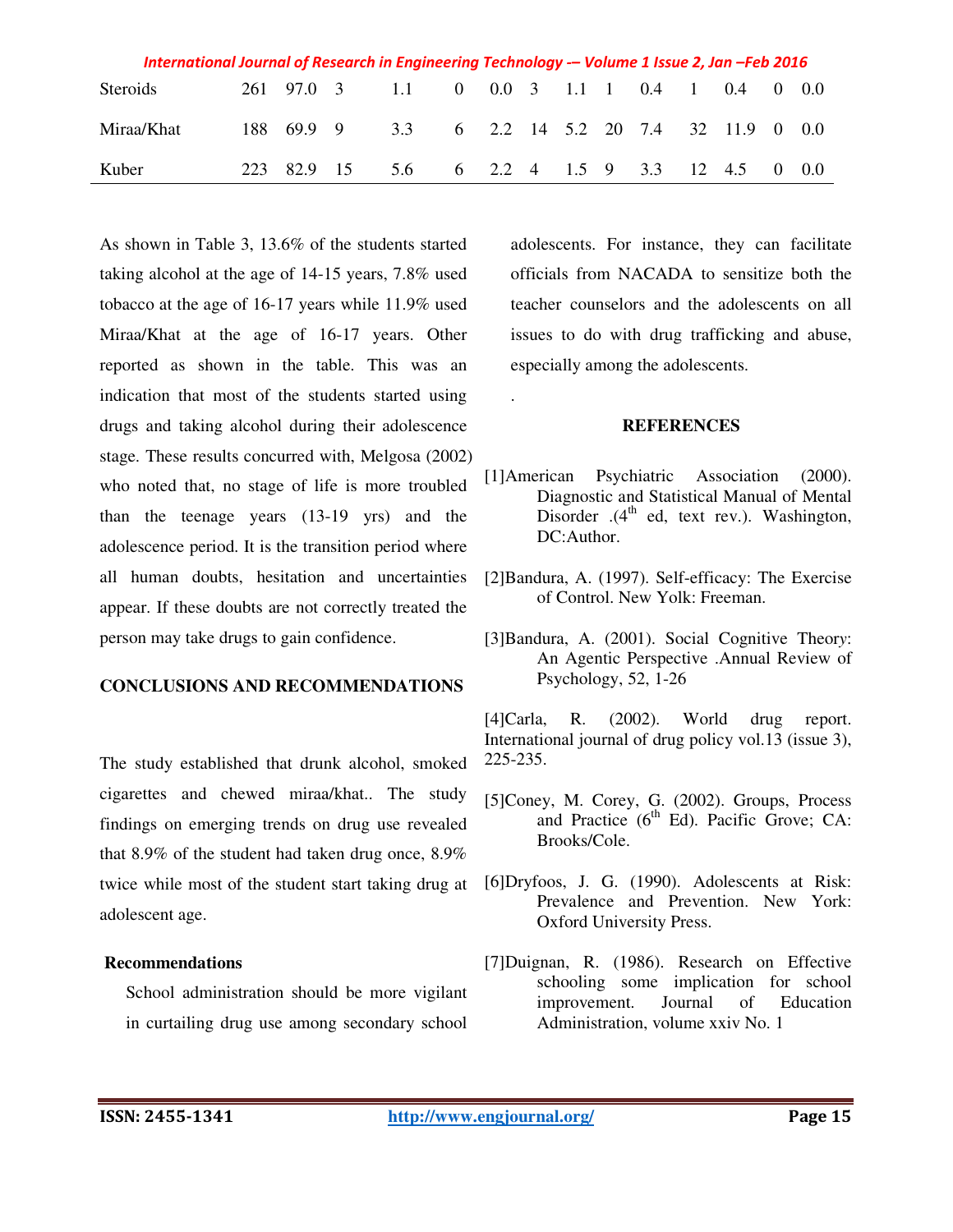| | | | | | | | | | | | | | | |
|---|---|---|---|---|---|---|---|---|---|---|---|---|---|---|
| Steroids | 261 | 97.0 | 3 | 1.1 | 0 | 0.0 | 3 | 1.1 | 1 | 0.4 | 1 | 0.4 | 0 | 0.0 |
| Miraa/Khat | 188 | 69.9 | 9 | 3.3 | 6 | 2.2 | 14 | 5.2 | 20 | 7.4 | 32 | 11.9 | 0 | 0.0 |
| Kuber | 223 | 82.9 | 15 | 5.6 | 6 | 2.2 | 4 | 1.5 | 9 | 3.3 | 12 | 4.5 | 0 | 0.0 |

As shown in Table 3, 13.6% of the students started taking alcohol at the age of 14-15 years, 7.8% used tobacco at the age of 16-17 years while 11.9% used Miraa/Khat at the age of 16-17 years. Other reported as shown in the table. This was an indication that most of the students started using drugs and taking alcohol during their adolescence stage. These results concurred with, Melgosa (2002) who noted that, no stage of life is more troubled than the teenage years (13-19 yrs) and the adolescence period. It is the transition period where all human doubts, hesitation and uncertainties appear. If these doubts are not correctly treated the person may take drugs to gain confidence.

**CONCLUSIONS AND RECOMMENDATIONS**

The study established that drunk alcohol, smoked cigarettes and chewed miraa/khat.. The study findings on emerging trends on drug use revealed that 8.9% of the student had taken drug once, 8.9% twice while most of the student start taking drug at adolescent age.

**Recommendations**

School administration should be more vigilant in curtailing drug use among secondary school adolescents. For instance, they can facilitate officials from NACADA to sensitize both the teacher counselors and the adolescents on all issues to do with drug trafficking and abuse, especially among the adolescents.

.

**REFERENCES**

[1]American Psychiatric Association (2000). Diagnostic and Statistical Manual of Mental Disorder .(4th ed, text rev.). Washington, DC:Author.

[2]Bandura, A. (1997). Self-efficacy: The Exercise of Control. New Yolk: Freeman.

[3]Bandura, A. (2001). Social Cognitive Theory: An Agentic Perspective .Annual Review of Psychology, 52, 1-26

[4]Carla, R. (2002). World drug report. International journal of drug policy vol.13 (issue 3), 225-235.

[5]Coney, M. Corey, G. (2002). Groups, Process and Practice (6th Ed). Pacific Grove; CA: Brooks/Cole.

[6]Dryfoos, J. G. (1990). Adolescents at Risk: Prevalence and Prevention. New York: Oxford University Press.

[7]Duignan, R. (1986). Research on Effective schooling some implication for school improvement. Journal of Education Administration, volume xxiv No. 1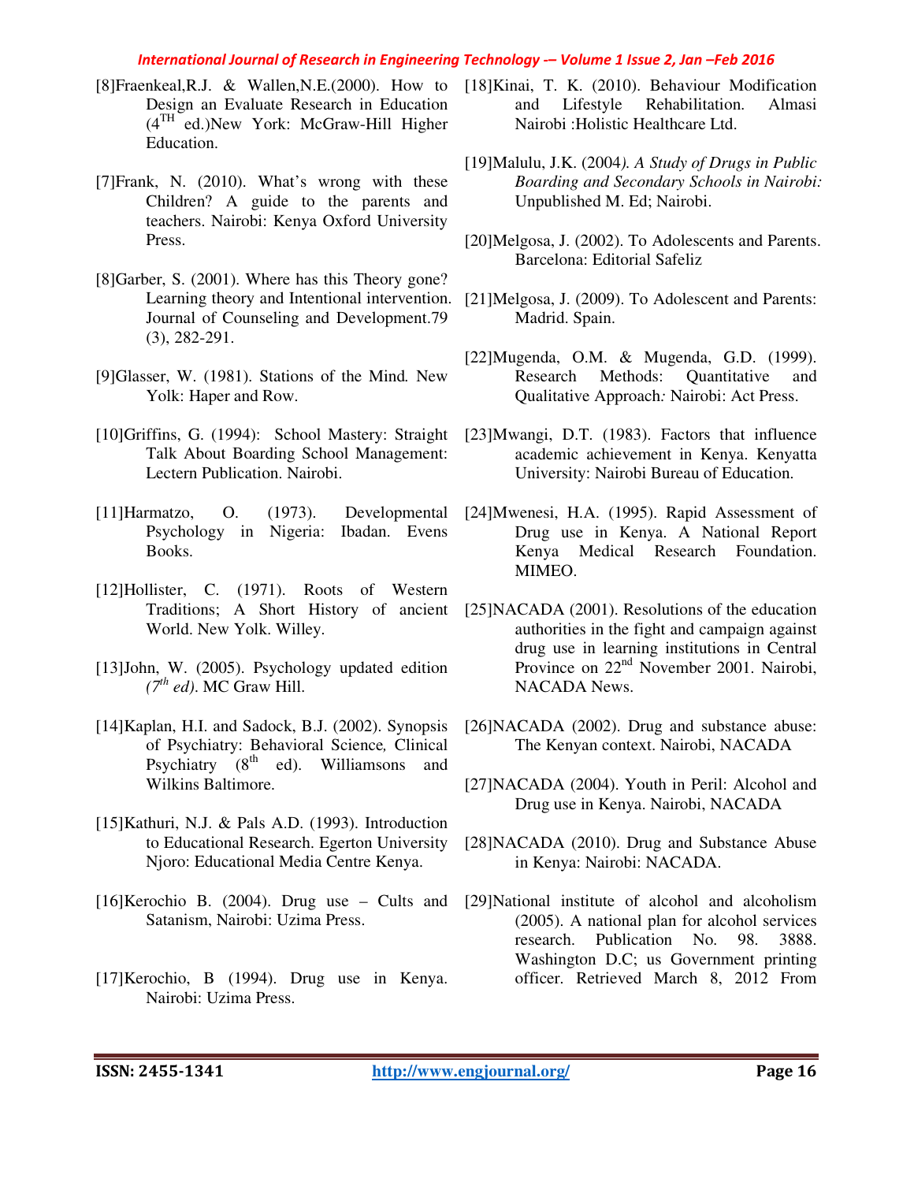[8]Fraenkeal,R.J. & Wallen,N.E.(2000). How to Design an Evaluate Research in Education (4TH ed.)New York: McGraw-Hill Higher Education.

[7]Frank, N. (2010). What's wrong with these Children? A guide to the parents and teachers. Nairobi: Kenya Oxford University Press.

[8]Garber, S. (2001). Where has this Theory gone? Learning theory and Intentional intervention. Journal of Counseling and Development.79 (3), 282-291.

[9]Glasser, W. (1981). Stations of the Mind. New Yolk: Haper and Row.

[10]Griffins, G. (1994): School Mastery: Straight Talk About Boarding School Management: Lectern Publication. Nairobi.

[11]Harmatzo, O. (1973). Developmental Psychology in Nigeria: Ibadan. Evens Books.

[12]Hollister, C. (1971). Roots of Western Traditions; A Short History of ancient World. New Yolk. Willey.

[13]John, W. (2005). Psychology updated edition *(7th ed)*. MC Graw Hill.

[14]Kaplan, H.I. and Sadock, B.J. (2002). Synopsis of Psychiatry: Behavioral Science*,* Clinical Psychiatry (8th ed). Williamsons and Wilkins Baltimore.

[15]Kathuri, N.J. & Pals A.D. (1993). Introduction to Educational Research. Egerton University Njoro: Educational Media Centre Kenya.

[16]Kerochio B. (2004). Drug use – Cults and Satanism, Nairobi: Uzima Press.

[17]Kerochio, B (1994). Drug use in Kenya. Nairobi: Uzima Press.

[18]Kinai, T. K. (2010). Behaviour Modification and Lifestyle Rehabilitation. Almasi Nairobi :Holistic Healthcare Ltd.

[19]Malulu, J.K. (2004*). A Study of Drugs in Public Boarding and Secondary Schools in Nairobi:* Unpublished M. Ed; Nairobi.

[20]Melgosa, J. (2002). To Adolescents and Parents. Barcelona: Editorial Safeliz

[21]Melgosa, J. (2009). To Adolescent and Parents: Madrid. Spain.

[22]Mugenda, O.M. & Mugenda, G.D. (1999). Research Methods: Quantitative and Qualitative Approach*:* Nairobi: Act Press.

[23]Mwangi, D.T. (1983). Factors that influence academic achievement in Kenya. Kenyatta University: Nairobi Bureau of Education.

[24]Mwenesi, H.A. (1995). Rapid Assessment of Drug use in Kenya. A National Report Kenya Medical Research Foundation. MIMEO.

[25]NACADA (2001). Resolutions of the education authorities in the fight and campaign against drug use in learning institutions in Central Province on 22nd November 2001. Nairobi, NACADA News.

[26]NACADA (2002). Drug and substance abuse: The Kenyan context. Nairobi, NACADA

[27]NACADA (2004). Youth in Peril: Alcohol and Drug use in Kenya. Nairobi, NACADA

[28]NACADA (2010). Drug and Substance Abuse in Kenya: Nairobi: NACADA.

[29]National institute of alcohol and alcoholism (2005). A national plan for alcohol services research. Publication No. 98. 3888. Washington D.C; us Government printing officer. Retrieved March 8, 2012 From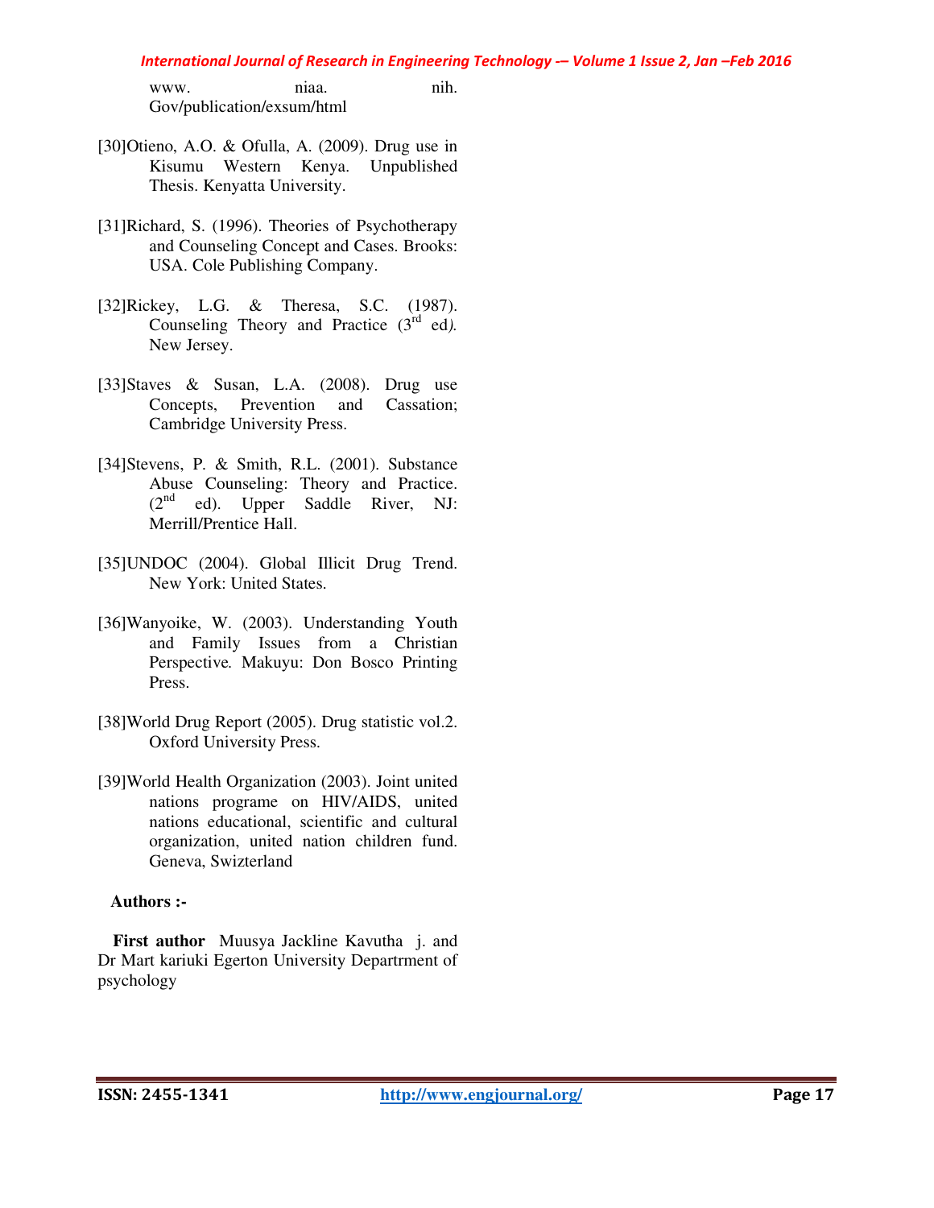www. niaa. nih. Gov/publication/exsum/html

[30]Otieno, A.O. & Ofulla, A. (2009). Drug use in Kisumu Western Kenya. Unpublished Thesis. Kenyatta University.

[31]Richard, S. (1996). Theories of Psychotherapy and Counseling Concept and Cases. Brooks: USA. Cole Publishing Company.

[32]Rickey, L.G. & Theresa, S.C. (1987). Counseling Theory and Practice (3rd ed). New Jersey.

[33]Staves & Susan, L.A. (2008). Drug use Concepts, Prevention and Cassation; Cambridge University Press.

[34]Stevens, P. & Smith, R.L. (2001). Substance Abuse Counseling: Theory and Practice. (2nd ed). Upper Saddle River, NJ: Merrill/Prentice Hall.

[35]UNDOC (2004). Global Illicit Drug Trend. New York: United States.

[36]Wanyoike, W. (2003). Understanding Youth and Family Issues from a Christian Perspective. Makuyu: Don Bosco Printing Press.

[38]World Drug Report (2005). Drug statistic vol.2. Oxford University Press.

[39]World Health Organization (2003). Joint united nations programe on HIV/AIDS, united nations educational, scientific and cultural organization, united nation children fund. Geneva, Swizterland

**Authors :-**

**First author** Muusya Jackline Kavutha j. and Dr Mart kariuki Egerton University Departrment of psychology